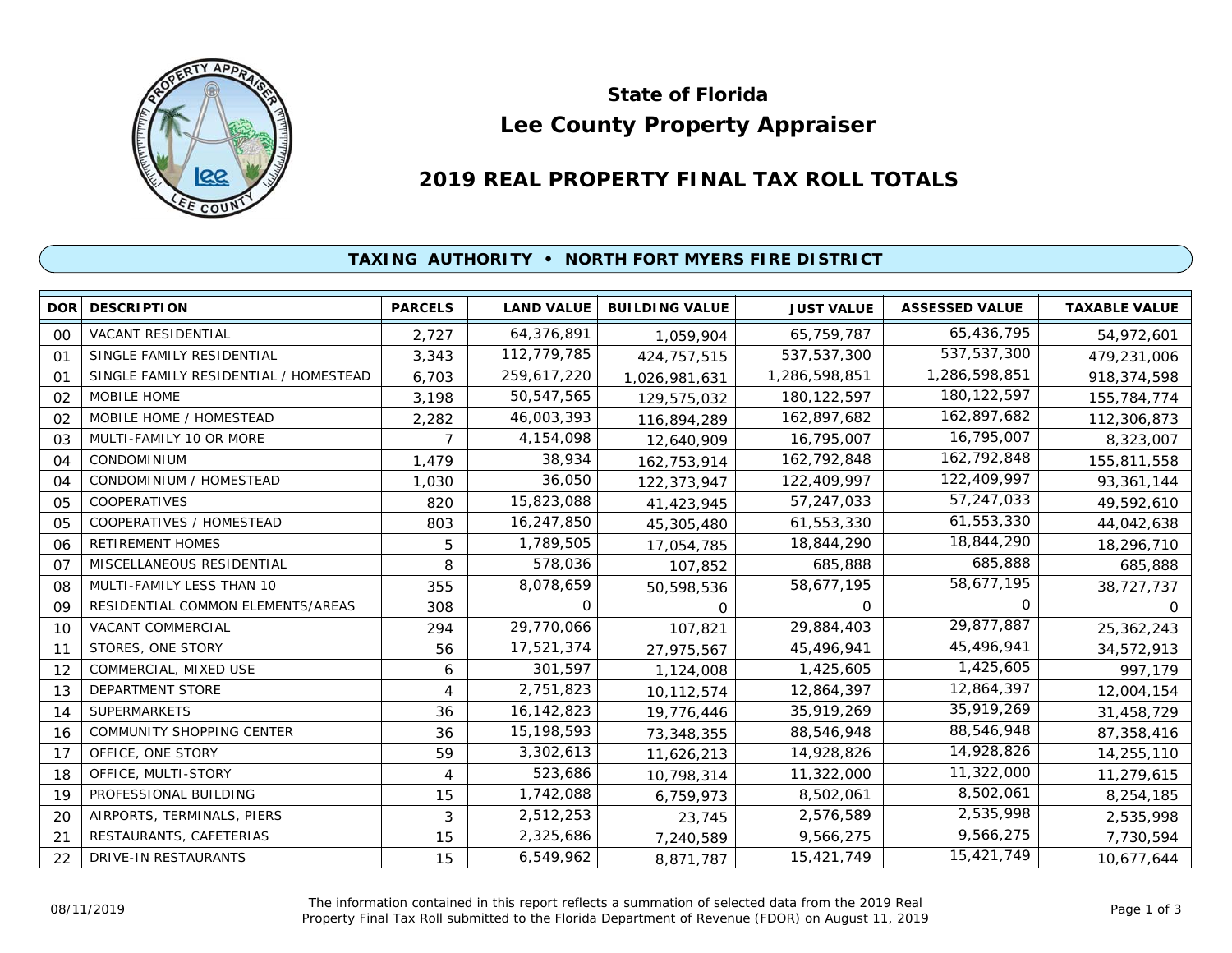# State of Florida
# Lee County Property Appraiser

## 2019 REAL PROPERTY FINAL TAX ROLL TOTALS

### TAXING AUTHORITY • NORTH FORT MYERS FIRE DISTRICT

| DOR | DESCRIPTION | PARCELS | LAND VALUE | BUILDING VALUE | JUST VALUE | ASSESSED VALUE | TAXABLE VALUE |
|---|---|---|---|---|---|---|---|
| 00 | VACANT RESIDENTIAL | 2,727 | 64,376,891 | 1,059,904 | 65,759,787 | 65,436,795 | 54,972,601 |
| 01 | SINGLE FAMILY RESIDENTIAL | 3,343 | 112,779,785 | 424,757,515 | 537,537,300 | 537,537,300 | 479,231,006 |
| 01 | SINGLE FAMILY RESIDENTIAL / HOMESTEAD | 6,703 | 259,617,220 | 1,026,981,631 | 1,286,598,851 | 1,286,598,851 | 918,374,598 |
| 02 | MOBILE HOME | 3,198 | 50,547,565 | 129,575,032 | 180,122,597 | 180,122,597 | 155,784,774 |
| 02 | MOBILE HOME / HOMESTEAD | 2,282 | 46,003,393 | 116,894,289 | 162,897,682 | 162,897,682 | 112,306,873 |
| 03 | MULTI-FAMILY 10 OR MORE | 7 | 4,154,098 | 12,640,909 | 16,795,007 | 16,795,007 | 8,323,007 |
| 04 | CONDOMINIUM | 1,479 | 38,934 | 162,753,914 | 162,792,848 | 162,792,848 | 155,811,558 |
| 04 | CONDOMINIUM / HOMESTEAD | 1,030 | 36,050 | 122,373,947 | 122,409,997 | 122,409,997 | 93,361,144 |
| 05 | COOPERATIVES | 820 | 15,823,088 | 41,423,945 | 57,247,033 | 57,247,033 | 49,592,610 |
| 05 | COOPERATIVES / HOMESTEAD | 803 | 16,247,850 | 45,305,480 | 61,553,330 | 61,553,330 | 44,042,638 |
| 06 | RETIREMENT HOMES | 5 | 1,789,505 | 17,054,785 | 18,844,290 | 18,844,290 | 18,296,710 |
| 07 | MISCELLANEOUS RESIDENTIAL | 8 | 578,036 | 107,852 | 685,888 | 685,888 | 685,888 |
| 08 | MULTI-FAMILY LESS THAN 10 | 355 | 8,078,659 | 50,598,536 | 58,677,195 | 58,677,195 | 38,727,737 |
| 09 | RESIDENTIAL COMMON ELEMENTS/AREAS | 308 | 0 | 0 | 0 | 0 | 0 |
| 10 | VACANT COMMERCIAL | 294 | 29,770,066 | 107,821 | 29,884,403 | 29,877,887 | 25,362,243 |
| 11 | STORES, ONE STORY | 56 | 17,521,374 | 27,975,567 | 45,496,941 | 45,496,941 | 34,572,913 |
| 12 | COMMERCIAL, MIXED USE | 6 | 301,597 | 1,124,008 | 1,425,605 | 1,425,605 | 997,179 |
| 13 | DEPARTMENT STORE | 4 | 2,751,823 | 10,112,574 | 12,864,397 | 12,864,397 | 12,004,154 |
| 14 | SUPERMARKETS | 36 | 16,142,823 | 19,776,446 | 35,919,269 | 35,919,269 | 31,458,729 |
| 16 | COMMUNITY SHOPPING CENTER | 36 | 15,198,593 | 73,348,355 | 88,546,948 | 88,546,948 | 87,358,416 |
| 17 | OFFICE, ONE STORY | 59 | 3,302,613 | 11,626,213 | 14,928,826 | 14,928,826 | 14,255,110 |
| 18 | OFFICE, MULTI-STORY | 4 | 523,686 | 10,798,314 | 11,322,000 | 11,322,000 | 11,279,615 |
| 19 | PROFESSIONAL BUILDING | 15 | 1,742,088 | 6,759,973 | 8,502,061 | 8,502,061 | 8,254,185 |
| 20 | AIRPORTS, TERMINALS, PIERS | 3 | 2,512,253 | 23,745 | 2,576,589 | 2,535,998 | 2,535,998 |
| 21 | RESTAURANTS, CAFETERIAS | 15 | 2,325,686 | 7,240,589 | 9,566,275 | 9,566,275 | 7,730,594 |
| 22 | DRIVE-IN RESTAURANTS | 15 | 6,549,962 | 8,871,787 | 15,421,749 | 15,421,749 | 10,677,644 |

08/11/2019

The information contained in this report reflects a summation of selected data from the 2019 Real Property Final Tax Roll submitted to the Florida Department of Revenue (FDOR) on August 11, 2019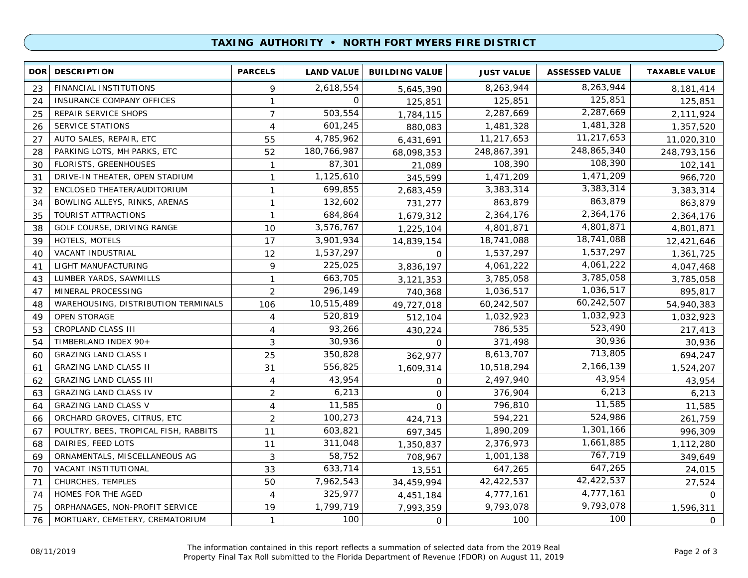## TAXING AUTHORITY • NORTH FORT MYERS FIRE DISTRICT

| DOR | DESCRIPTION | PARCELS | LAND VALUE | BUILDING VALUE | JUST VALUE | ASSESSED VALUE | TAXABLE VALUE |
|---|---|---|---|---|---|---|---|
| 23 | FINANCIAL INSTITUTIONS | 9 | 2,618,554 | 5,645,390 | 8,263,944 | 8,263,944 | 8,181,414 |
| 24 | INSURANCE COMPANY OFFICES | 1 | 0 | 125,851 | 125,851 | 125,851 | 125,851 |
| 25 | REPAIR SERVICE SHOPS | 7 | 503,554 | 1,784,115 | 2,287,669 | 2,287,669 | 2,111,924 |
| 26 | SERVICE STATIONS | 4 | 601,245 | 880,083 | 1,481,328 | 1,481,328 | 1,357,520 |
| 27 | AUTO SALES, REPAIR, ETC | 55 | 4,785,962 | 6,431,691 | 11,217,653 | 11,217,653 | 11,020,310 |
| 28 | PARKING LOTS, MH PARKS, ETC | 52 | 180,766,987 | 68,098,353 | 248,867,391 | 248,865,340 | 248,793,156 |
| 30 | FLORISTS, GREENHOUSES | 1 | 87,301 | 21,089 | 108,390 | 108,390 | 102,141 |
| 31 | DRIVE-IN THEATER, OPEN STADIUM | 1 | 1,125,610 | 345,599 | 1,471,209 | 1,471,209 | 966,720 |
| 32 | ENCLOSED THEATER/AUDITORIUM | 1 | 699,855 | 2,683,459 | 3,383,314 | 3,383,314 | 3,383,314 |
| 34 | BOWLING ALLEYS, RINKS, ARENAS | 1 | 132,602 | 731,277 | 863,879 | 863,879 | 863,879 |
| 35 | TOURIST ATTRACTIONS | 1 | 684,864 | 1,679,312 | 2,364,176 | 2,364,176 | 2,364,176 |
| 38 | GOLF COURSE, DRIVING RANGE | 10 | 3,576,767 | 1,225,104 | 4,801,871 | 4,801,871 | 4,801,871 |
| 39 | HOTELS, MOTELS | 17 | 3,901,934 | 14,839,154 | 18,741,088 | 18,741,088 | 12,421,646 |
| 40 | VACANT INDUSTRIAL | 12 | 1,537,297 | 0 | 1,537,297 | 1,537,297 | 1,361,725 |
| 41 | LIGHT MANUFACTURING | 9 | 225,025 | 3,836,197 | 4,061,222 | 4,061,222 | 4,047,468 |
| 43 | LUMBER YARDS, SAWMILLS | 1 | 663,705 | 3,121,353 | 3,785,058 | 3,785,058 | 3,785,058 |
| 47 | MINERAL PROCESSING | 2 | 296,149 | 740,368 | 1,036,517 | 1,036,517 | 895,817 |
| 48 | WAREHOUSING, DISTRIBUTION TERMINALS | 106 | 10,515,489 | 49,727,018 | 60,242,507 | 60,242,507 | 54,940,383 |
| 49 | OPEN STORAGE | 4 | 520,819 | 512,104 | 1,032,923 | 1,032,923 | 1,032,923 |
| 53 | CROPLAND CLASS III | 4 | 93,266 | 430,224 | 786,535 | 523,490 | 217,413 |
| 54 | TIMBERLAND INDEX 90+ | 3 | 30,936 | 0 | 371,498 | 30,936 | 30,936 |
| 60 | GRAZING LAND CLASS I | 25 | 350,828 | 362,977 | 8,613,707 | 713,805 | 694,247 |
| 61 | GRAZING LAND CLASS II | 31 | 556,825 | 1,609,314 | 10,518,294 | 2,166,139 | 1,524,207 |
| 62 | GRAZING LAND CLASS III | 4 | 43,954 | 0 | 2,497,940 | 43,954 | 43,954 |
| 63 | GRAZING LAND CLASS IV | 2 | 6,213 | 0 | 376,904 | 6,213 | 6,213 |
| 64 | GRAZING LAND CLASS V | 4 | 11,585 | 0 | 796,810 | 11,585 | 11,585 |
| 66 | ORCHARD GROVES, CITRUS, ETC | 2 | 100,273 | 424,713 | 594,221 | 524,986 | 261,759 |
| 67 | POULTRY, BEES, TROPICAL FISH, RABBITS | 11 | 603,821 | 697,345 | 1,890,209 | 1,301,166 | 996,309 |
| 68 | DAIRIES, FEED LOTS | 11 | 311,048 | 1,350,837 | 2,376,973 | 1,661,885 | 1,112,280 |
| 69 | ORNAMENTALS, MISCELLANEOUS AG | 3 | 58,752 | 708,967 | 1,001,138 | 767,719 | 349,649 |
| 70 | VACANT INSTITUTIONAL | 33 | 633,714 | 13,551 | 647,265 | 647,265 | 24,015 |
| 71 | CHURCHES, TEMPLES | 50 | 7,962,543 | 34,459,994 | 42,422,537 | 42,422,537 | 27,524 |
| 74 | HOMES FOR THE AGED | 4 | 325,977 | 4,451,184 | 4,777,161 | 4,777,161 | 0 |
| 75 | ORPHANAGES, NON-PROFIT SERVICE | 19 | 1,799,719 | 7,993,359 | 9,793,078 | 9,793,078 | 1,596,311 |
| 76 | MORTUARY, CEMETERY, CREMATORIUM | 1 | 100 | 0 | 100 | 100 | 0 |

08/11/2019

The information contained in this report reflects a summation of selected data from the 2019 Real Property Final Tax Roll submitted to the Florida Department of Revenue (FDOR) on August 11, 2019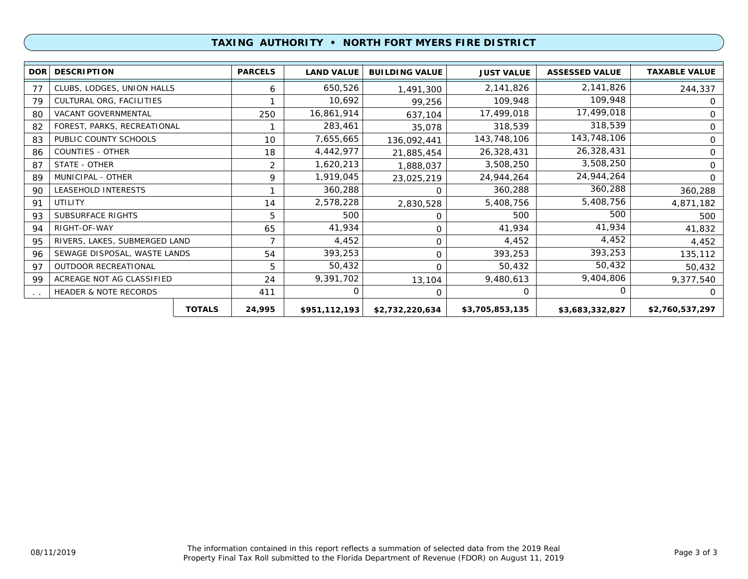## TAXING AUTHORITY • NORTH FORT MYERS FIRE DISTRICT

| DOR | DESCRIPTION | PARCELS | LAND VALUE | BUILDING VALUE | JUST VALUE | ASSESSED VALUE | TAXABLE VALUE |
|---|---|---|---|---|---|---|---|
| 77 | CLUBS, LODGES, UNION HALLS | 6 | 650,526 | 1,491,300 | 2,141,826 | 2,141,826 | 244,337 |
| 79 | CULTURAL ORG, FACILITIES | 1 | 10,692 | 99,256 | 109,948 | 109,948 | 0 |
| 80 | VACANT GOVERNMENTAL | 250 | 16,861,914 | 637,104 | 17,499,018 | 17,499,018 | 0 |
| 82 | FOREST, PARKS, RECREATIONAL | 1 | 283,461 | 35,078 | 318,539 | 318,539 | 0 |
| 83 | PUBLIC COUNTY SCHOOLS | 10 | 7,655,665 | 136,092,441 | 143,748,106 | 143,748,106 | 0 |
| 86 | COUNTIES - OTHER | 18 | 4,442,977 | 21,885,454 | 26,328,431 | 26,328,431 | 0 |
| 87 | STATE - OTHER | 2 | 1,620,213 | 1,888,037 | 3,508,250 | 3,508,250 | 0 |
| 89 | MUNICIPAL - OTHER | 9 | 1,919,045 | 23,025,219 | 24,944,264 | 24,944,264 | 0 |
| 90 | LEASEHOLD INTERESTS | 1 | 360,288 | 0 | 360,288 | 360,288 | 360,288 |
| 91 | UTILITY | 14 | 2,578,228 | 2,830,528 | 5,408,756 | 5,408,756 | 4,871,182 |
| 93 | SUBSURFACE RIGHTS | 5 | 500 | 0 | 500 | 500 | 500 |
| 94 | RIGHT-OF-WAY | 65 | 41,934 | 0 | 41,934 | 41,934 | 41,832 |
| 95 | RIVERS, LAKES, SUBMERGED LAND | 7 | 4,452 | 0 | 4,452 | 4,452 | 4,452 |
| 96 | SEWAGE DISPOSAL, WASTE LANDS | 54 | 393,253 | 0 | 393,253 | 393,253 | 135,112 |
| 97 | OUTDOOR RECREATIONAL | 5 | 50,432 | 0 | 50,432 | 50,432 | 50,432 |
| 99 | ACREAGE NOT AG CLASSIFIED | 24 | 9,391,702 | 13,104 | 9,480,613 | 9,404,806 | 9,377,540 |
| .. | HEADER & NOTE RECORDS | 411 | 0 | 0 | 0 | 0 | 0 |
| | **TOTALS** | **24,995** | **$951,112,193** | **$2,732,220,634** | **$3,705,853,135** | **$3,683,332,827** | **$2,760,537,297** |

08/11/2019

The information contained in this report reflects a summation of selected data from the 2019 Real Property Final Tax Roll submitted to the Florida Department of Revenue (FDOR) on August 11, 2019